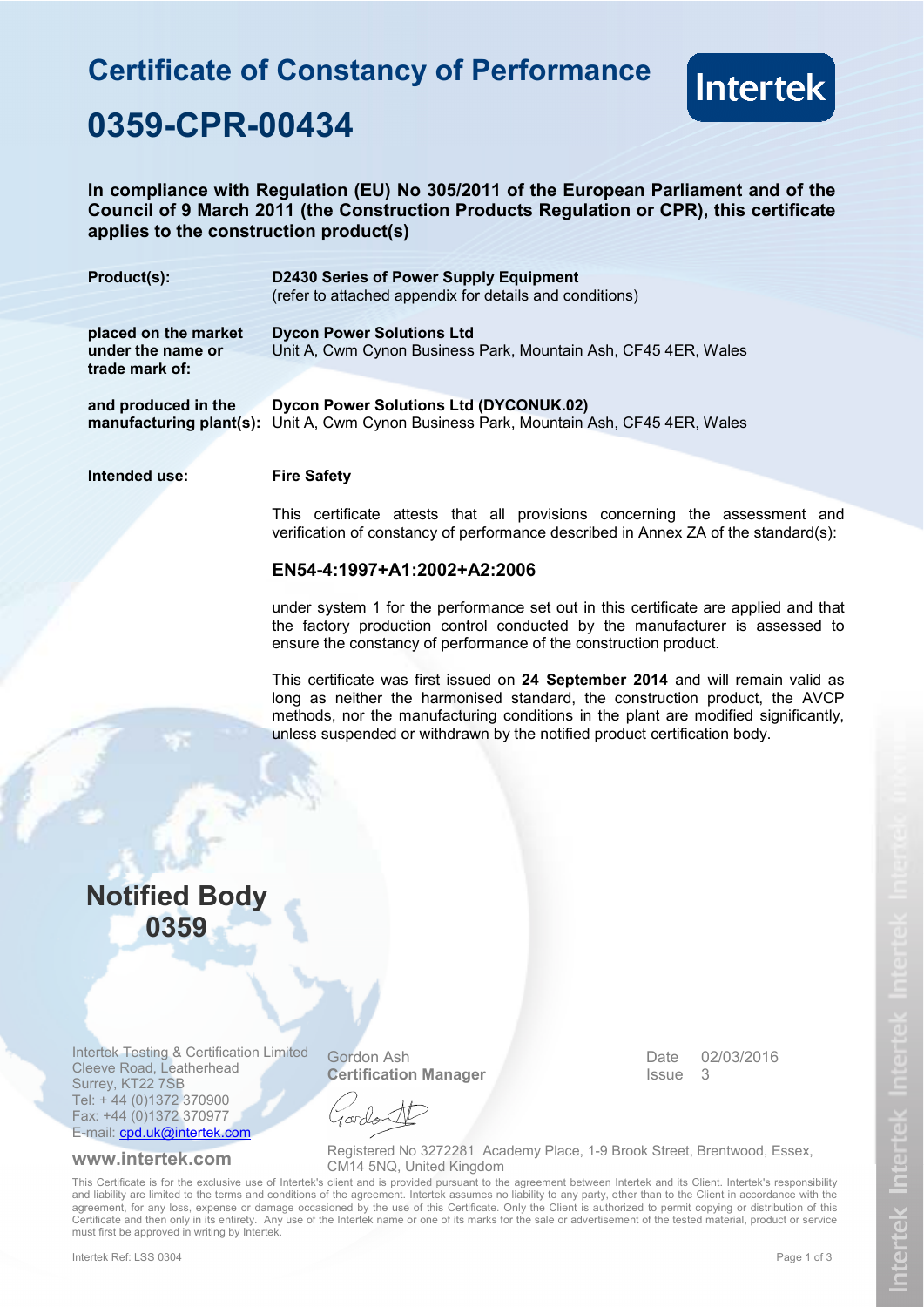# Certificate of Constancy of Performance

# 0359-CPR-00434

Intertek

**In compliance with Regulation (EU) No 305/2011 of the European Parliament and of the Council of 9 March 2011 (the Construction Products Regulation or CPR), this certificate applies to the construction product(s)**

| | |
|---|---|
| **Product(s):** | **D2430 Series of Power Supply Equipment**<br>(refer to attached appendix for details and conditions) |
| **placed on the market under the name or trade mark of:** | **Dycon Power Solutions Ltd**<br>Unit A, Cwm Cynon Business Park, Mountain Ash, CF45 4ER, Wales |
| **and produced in the manufacturing plant(s):** | **Dycon Power Solutions Ltd (DYCONUK.02)**<br>Unit A, Cwm Cynon Business Park, Mountain Ash, CF45 4ER, Wales |
| **Intended use:** | **Fire Safety** |

This certificate attests that all provisions concerning the assessment and verification of constancy of performance described in Annex ZA of the standard(s):

**EN54-4:1997+A1:2002+A2:2006**

under system 1 for the performance set out in this certificate are applied and that the factory production control conducted by the manufacturer is assessed to ensure the constancy of performance of the construction product.

This certificate was first issued on **24 September 2014** and will remain valid as long as neither the harmonised standard, the construction product, the AVCP methods, nor the manufacturing conditions in the plant are modified significantly, unless suspended or withdrawn by the notified product certification body.

**Notified Body 0359**

Intertek Testing & Certification Limited
Cleeve Road, Leatherhead
Surrey, KT22 7SB
Tel: + 44 (0)1372 370900
Fax: +44 (0)1372 370977
E-mail: cpd.uk@intertek.com

**www.intertek.com**

Gordon Ash
**Certification Manager**

Date 02/03/2016
Issue 3

Registered No 3272281 Academy Place, 1-9 Brook Street, Brentwood, Essex, CM14 5NQ, United Kingdom

This Certificate is for the exclusive use of Intertek's client and is provided pursuant to the agreement between Intertek and its Client. Intertek's responsibility and liability are limited to the terms and conditions of the agreement. Intertek assumes no liability to any party, other than to the Client in accordance with the agreement, for any loss, expense or damage occasioned by the use of this Certificate. Only the Client is authorized to permit copying or distribution of this Certificate and then only in its entirety. Any use of the Intertek name or one of its marks for the sale or advertisement of the tested material, product or service must first be approved in writing by Intertek.

Intertek Ref: LSS 0304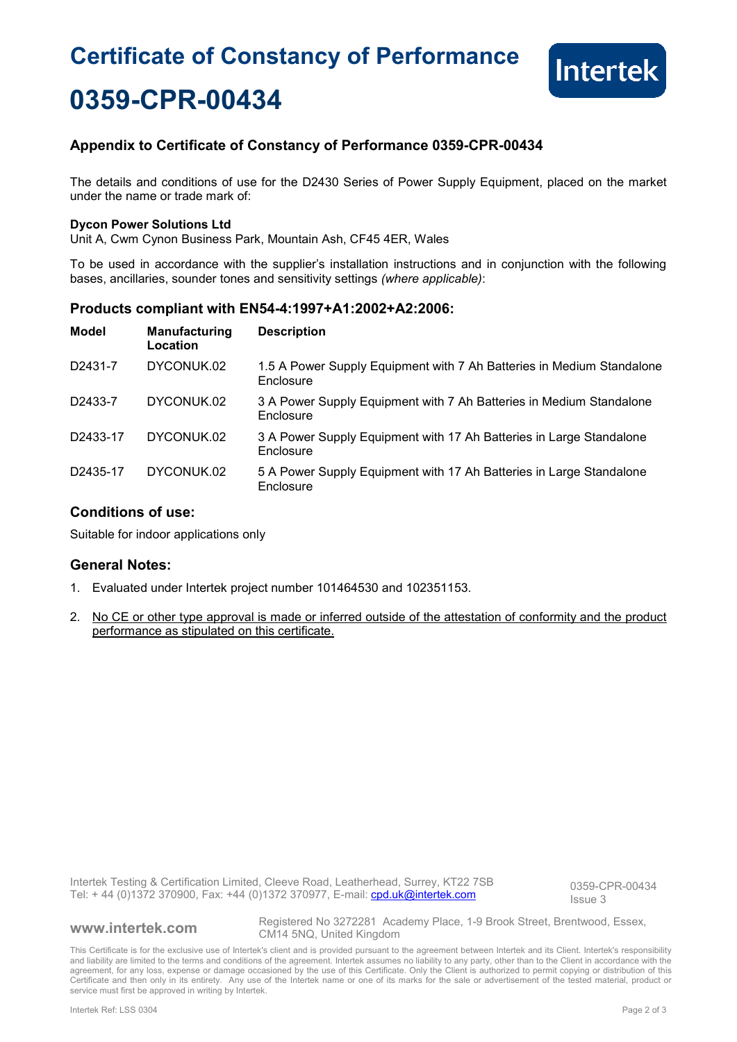# Certificate of Constancy of Performance

# 0359-CPR-00434

## Appendix to Certificate of Constancy of Performance 0359-CPR-00434

The details and conditions of use for the D2430 Series of Power Supply Equipment, placed on the market under the name or trade mark of:

**Dycon Power Solutions Ltd**
Unit A, Cwm Cynon Business Park, Mountain Ash, CF45 4ER, Wales

To be used in accordance with the supplier's installation instructions and in conjunction with the following bases, ancillaries, sounder tones and sensitivity settings *(where applicable)*:

### Products compliant with EN54-4:1997+A1:2002+A2:2006:

| Model | Manufacturing Location | Description |
|---|---|---|
| D2431-7 | DYCONUK.02 | 1.5 A Power Supply Equipment with 7 Ah Batteries in Medium Standalone Enclosure |
| D2433-7 | DYCONUK.02 | 3 A Power Supply Equipment with 7 Ah Batteries in Medium Standalone Enclosure |
| D2433-17 | DYCONUK.02 | 3 A Power Supply Equipment with 17 Ah Batteries in Large Standalone Enclosure |
| D2435-17 | DYCONUK.02 | 5 A Power Supply Equipment with 17 Ah Batteries in Large Standalone Enclosure |

### Conditions of use:

Suitable for indoor applications only

### General Notes:

1. Evaluated under Intertek project number 101464530 and 102351153.
2. No CE or other type approval is made or inferred outside of the attestation of conformity and the product performance as stipulated on this certificate.

Intertek Testing & Certification Limited, Cleeve Road, Leatherhead, Surrey, KT22 7SB
Tel: + 44 (0)1372 370900, Fax: +44 (0)1372 370977, E-mail: cpd.uk@intertek.com

0359-CPR-00434
Issue 3

www.intertek.com

Registered No 3272281 Academy Place, 1-9 Brook Street, Brentwood, Essex, CM14 5NQ, United Kingdom

This Certificate is for the exclusive use of Intertek's client and is provided pursuant to the agreement between Intertek and its Client. Intertek's responsibility and liability are limited to the terms and conditions of the agreement. Intertek assumes no liability to any party, other than to the Client in accordance with the agreement, for any loss, expense or damage occasioned by the use of this Certificate. Only the Client is authorized to permit copying or distribution of this Certificate and then only in its entirety. Any use of the Intertek name or one of its marks for the sale or advertisement of the tested material, product or service must first be approved in writing by Intertek.

Intertek Ref: LSS 0304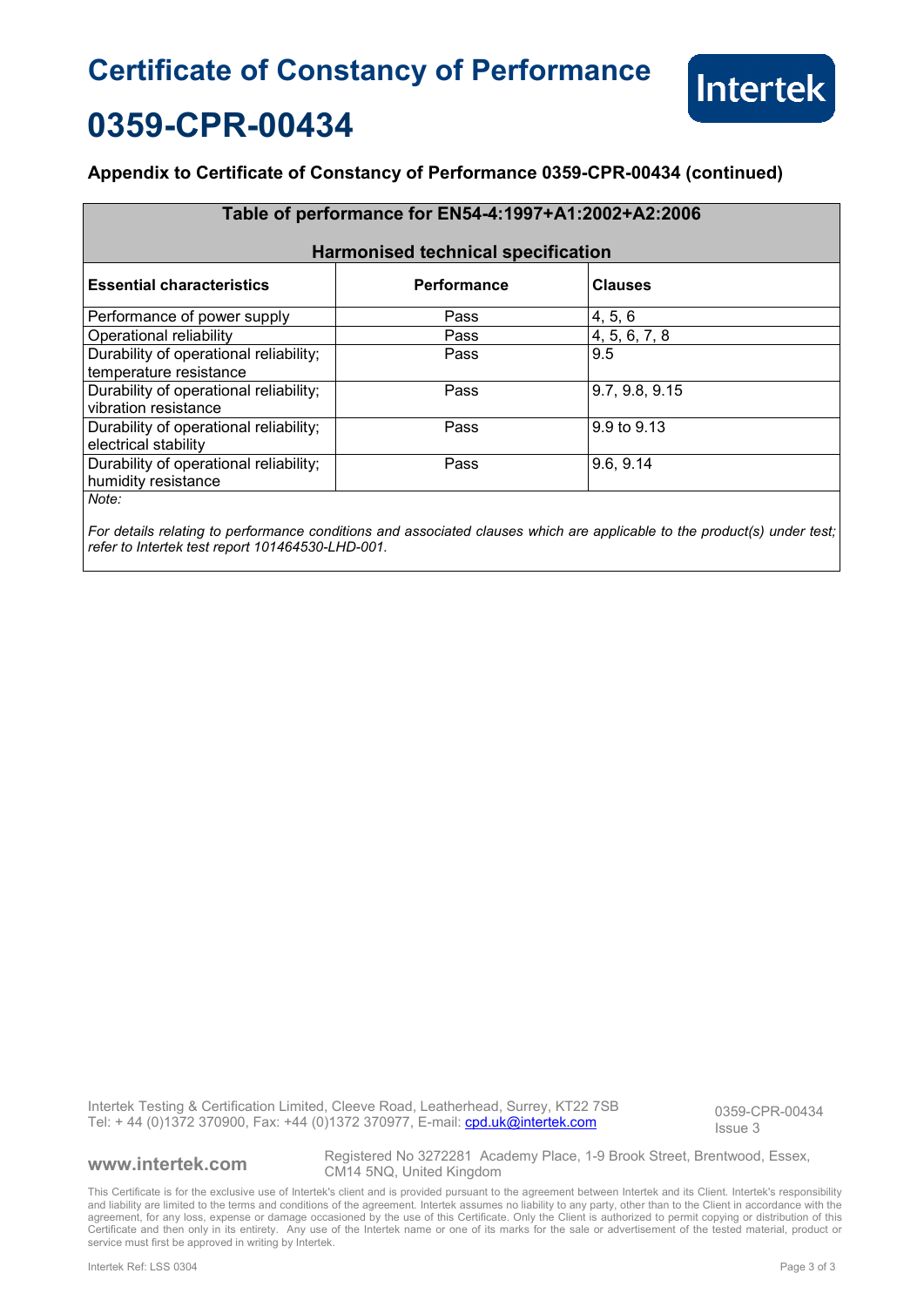# Certificate of Constancy of Performance

# 0359-CPR-00434

### Appendix to Certificate of Constancy of Performance 0359-CPR-00434 (continued)

| Table of performance for EN54-4:1997+A1:2002+A2:2006 | | |
|---|---|---|
| **Harmonised technical specification** | | |
| **Essential characteristics** | **Performance** | **Clauses** |
| Performance of power supply | Pass | 4, 5, 6 |
| Operational reliability | Pass | 4, 5, 6, 7, 8 |
| Durability of operational reliability; temperature resistance | Pass | 9.5 |
| Durability of operational reliability; vibration resistance | Pass | 9.7, 9.8, 9.15 |
| Durability of operational reliability; electrical stability | Pass | 9.9 to 9.13 |
| Durability of operational reliability; humidity resistance | Pass | 9.6, 9.14 |

*Note:*

*For details relating to performance conditions and associated clauses which are applicable to the product(s) under test; refer to Intertek test report 101464530-LHD-001.*

Intertek Testing & Certification Limited, Cleeve Road, Leatherhead, Surrey, KT22 7SB
Tel: + 44 (0)1372 370900, Fax: +44 (0)1372 370977, E-mail: cpd.uk@intertek.com

0359-CPR-00434
Issue 3

www.intertek.com

Registered No 3272281 Academy Place, 1-9 Brook Street, Brentwood, Essex, CM14 5NQ, United Kingdom

This Certificate is for the exclusive use of Intertek's client and is provided pursuant to the agreement between Intertek and its Client. Intertek's responsibility and liability are limited to the terms and conditions of the agreement. Intertek assumes no liability to any party, other than to the Client in accordance with the agreement, for any loss, expense or damage occasioned by the use of this Certificate. Only the Client is authorized to permit copying or distribution of this Certificate and then only in its entirety. Any use of the Intertek name or one of its marks for the sale or advertisement of the tested material, product or service must first be approved in writing by Intertek.

Intertek Ref: LSS 0304